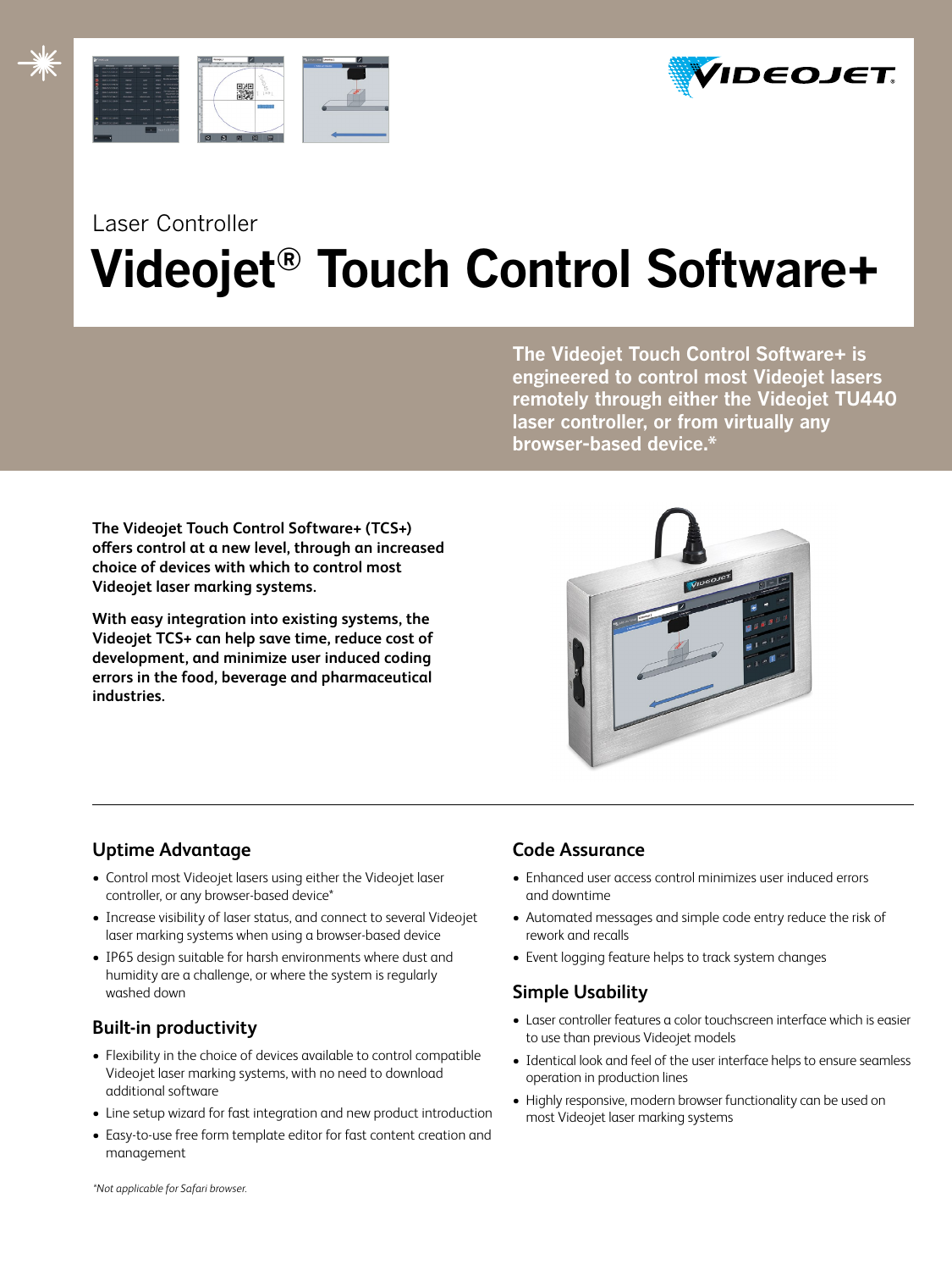Laser Controller

# Videojet® Touch Control Software+

**The Videojet Touch Control Software+ is engineered to control most Videojet lasers remotely through either the Videojet TU440 laser controller, or from virtually any browser-based device.***

**The Videojet Touch Control Software+ (TCS+) offers control at a new level, through an increased choice of devices with which to control most Videojet laser marking systems.**

**With easy integration into existing systems, the Videojet TCS+ can help save time, reduce cost of development, and minimize user induced coding errors in the food, beverage and pharmaceutical industries.**

## Uptime Advantage

- Control most Videojet lasers using either the Videojet laser controller, or any browser-based device*
- Increase visibility of laser status, and connect to several Videojet laser marking systems when using a browser-based device
- IP65 design suitable for harsh environments where dust and humidity are a challenge, or where the system is regularly washed down

## Built-in productivity

- Flexibility in the choice of devices available to control compatible Videojet laser marking systems, with no need to download additional software
- Line setup wizard for fast integration and new product introduction
- Easy-to-use free form template editor for fast content creation and management

## Code Assurance

- Enhanced user access control minimizes user induced errors and downtime
- Automated messages and simple code entry reduce the risk of rework and recalls
- Event logging feature helps to track system changes

## Simple Usability

- Laser controller features a color touchscreen interface which is easier to use than previous Videojet models
- Identical look and feel of the user interface helps to ensure seamless operation in production lines
- Highly responsive, modern browser functionality can be used on most Videojet laser marking systems

*\*Not applicable for Safari browser.*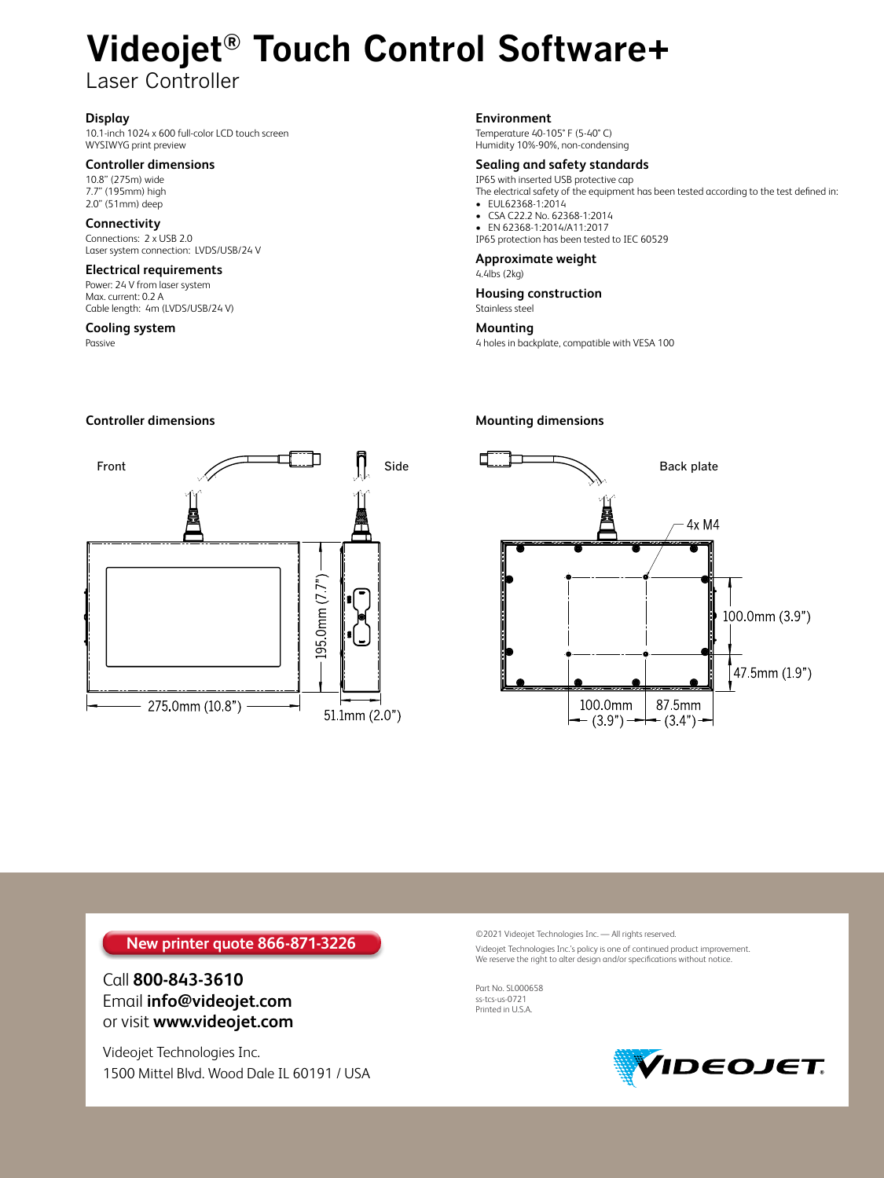# Videojet® Touch Control Software+

Laser Controller

### Display

10.1-inch 1024 x 600 full-color LCD touch screen
WYSIWYG print preview

### Controller dimensions

10.8" (275m) wide
7.7" (195mm) high
2.0" (51mm) deep

### Connectivity

Connections: 2 x USB 2.0
Laser system connection: LVDS/USB/24 V

### Electrical requirements

Power: 24 V from laser system
Max. current: 0.2 A
Cable length: 4m (LVDS/USB/24 V)

### Cooling system

Passive

### Environment

Temperature 40-105° F (5-40° C)
Humidity 10%-90%, non-condensing

### Sealing and safety standards

IP65 with inserted USB protective cap
The electrical safety of the equipment has been tested according to the test defined in:

- EUL62368-1:2014
- CSA C22.2 No. 62368-1:2014
- EN 62368-1:2014/A11:2017

IP65 protection has been tested to IEC 60529

### Approximate weight

4.4lbs (2kg)

### Housing construction

Stainless steel

### Mounting

4 holes in backplate, compatible with VESA 100

### Controller dimensions

Front

Side

195.0mm (7.7")

275.0mm (10.8")

51.1mm (2.0")

### Mounting dimensions

Back plate

4x M4

100.0mm (3.9")

47.5mm (1.9")

100.0mm (3.9")

87.5mm (3.4")

**New printer quote 866-871-3226**

Call **800-843-3610**
Email **info@videojet.com**
or visit **www.videojet.com**

Videojet Technologies Inc.
1500 Mittel Blvd. Wood Dale IL 60191 / USA

©2021 Videojet Technologies Inc. — All rights reserved.

Videojet Technologies Inc.'s policy is one of continued product improvement. We reserve the right to alter design and/or specifications without notice.

Part No. SL000658
ss-tcs-us-0721
Printed in U.S.A.

VIDEOJET.